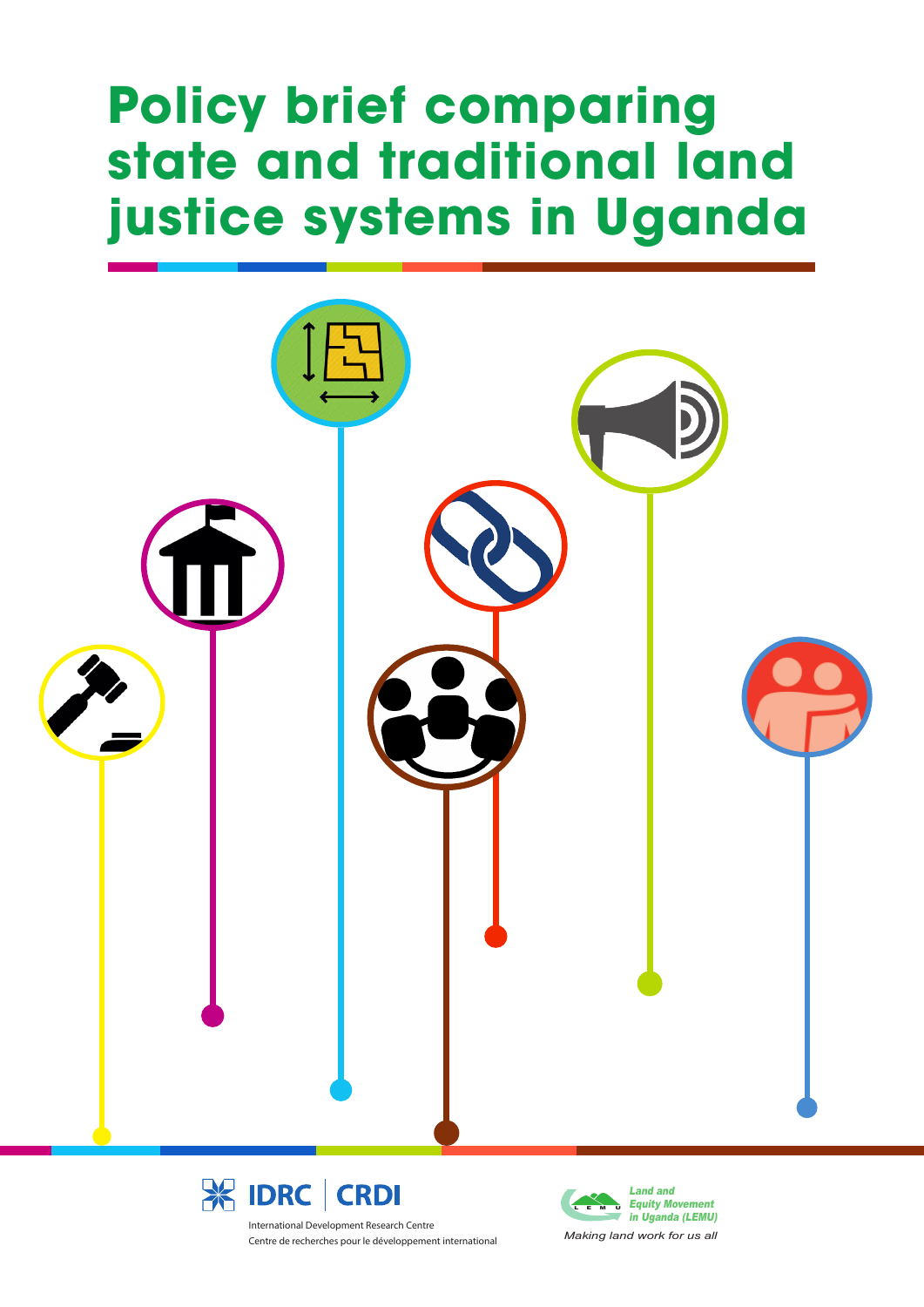# Policy brief comparing state and traditional land justice systems in Uganda

IDRC | CRDI

International Development Research Centre
Centre de recherches pour le développement international

Land and Equity Movement in Uganda (LEMU)

*Making land work for us all*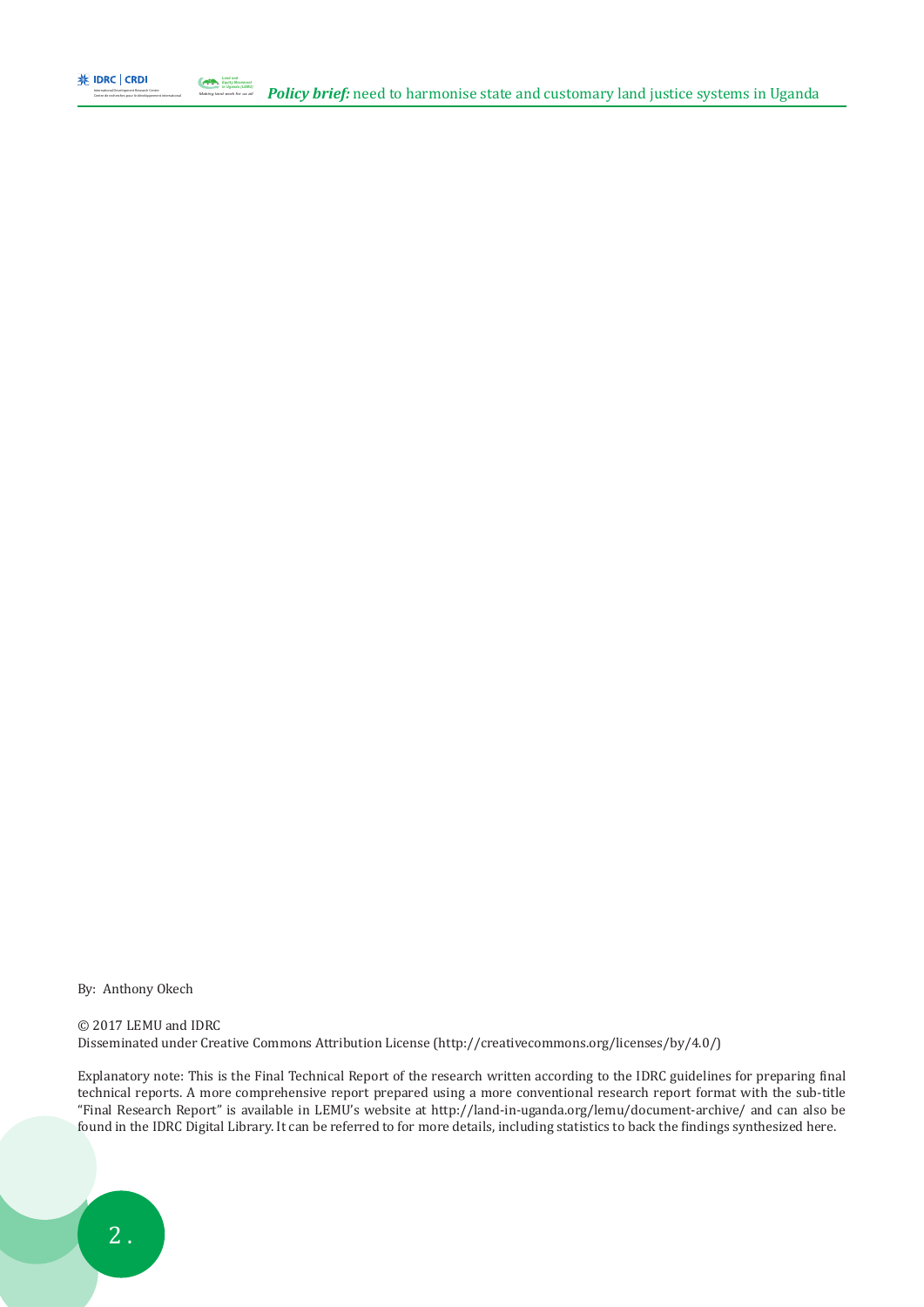By: Anthony Okech

© 2017 LEMU and IDRC
Disseminated under Creative Commons Attribution License (http://creativecommons.org/licenses/by/4.0/)

Explanatory note: This is the Final Technical Report of the research written according to the IDRC guidelines for preparing final technical reports. A more comprehensive report prepared using a more conventional research report format with the sub-title "Final Research Report" is available in LEMU's website at http://land-in-uganda.org/lemu/document-archive/ and can also be found in the IDRC Digital Library. It can be referred to for more details, including statistics to back the findings synthesized here.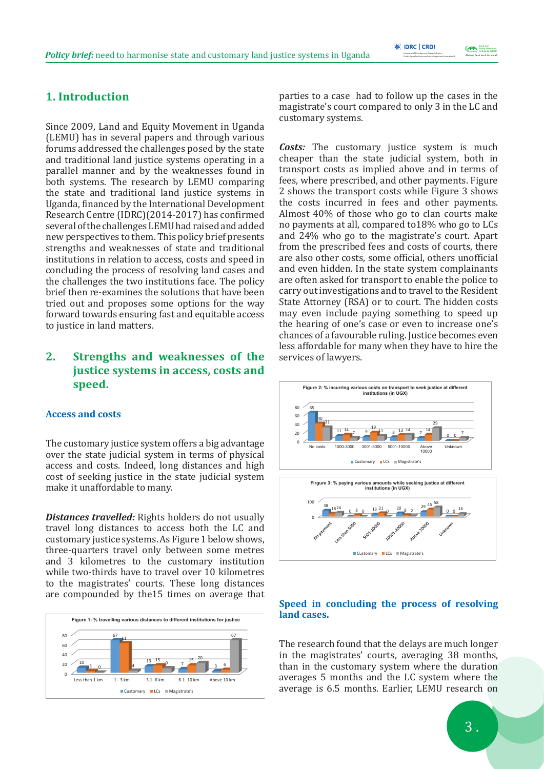## 1. Introduction

Since 2009, Land and Equity Movement in Uganda (LEMU) has in several papers and through various forums addressed the challenges posed by the state and traditional land justice systems operating in a parallel manner and by the weaknesses found in both systems. The research by LEMU comparing the state and traditional land justice systems in Uganda, financed by the International Development Research Centre (IDRC)(2014-2017) has confirmed several of the challenges LEMU had raised and added new perspectives to them. This policy brief presents strengths and weaknesses of state and traditional institutions in relation to access, costs and speed in concluding the process of resolving land cases and the challenges the two institutions face. The policy brief then re-examines the solutions that have been tried out and proposes some options for the way forward towards ensuring fast and equitable access to justice in land matters.

## 2. Strengths and weaknesses of the justice systems in access, costs and speed.

### Access and costs

The customary justice system offers a big advantage over the state judicial system in terms of physical access and costs. Indeed, long distances and high cost of seeking justice in the state judicial system make it unaffordable to many.

***Distances travelled:*** Rights holders do not usually travel long distances to access both the LC and customary justice systems. As Figure 1 below shows, three-quarters travel only between some metres and 3 kilometres to the customary institution while two-thirds have to travel over 10 kilometres to the magistrates' courts. These long distances are compounded by the15 times on average that parties to a case had to follow up the cases in the magistrate's court compared to only 3 in the LC and customary systems.

**Figure 1: % travelling various distances to different institutions for justice**

| | Less than 1 km | 1 - 3 km | 3.1- 6 km | 6.1- 10 km | Above 10 km |
|---|---|---|---|---|---|
| Customary | 10 | 67 | 13 | 7 | 3 |
| LCs | 3 | 61 | 15 | 15 | 6 |
| Magistrate's | 0 | 4 | 9 | 20 | 67 |

***Costs:*** The customary justice system is much cheaper than the state judicial system, both in transport costs as implied above and in terms of fees, where prescribed, and other payments. Figure 2 shows the transport costs while Figure 3 shows the costs incurred in fees and other payments. Almost 40% of those who go to clan courts make no payments at all, compared to18% who go to LCs and 24% who go to the magistrate's court. Apart from the prescribed fees and costs of courts, there are also other costs, some official, others unofficial and even hidden. In the state system complainants are often asked for transport to enable the police to carry out investigations and to travel to the Resident State Attorney (RSA) or to court. The hidden costs may even include paying something to speed up the hearing of one's case or even to increase one's chances of a favourable ruling. Justice becomes even less affordable for many when they have to hire the services of lawyers.

**Figure 2: % incurring various costs on transport to seek justice at different institutions (in UGX)**

| | No costs | 1000-3000 | 3001-5000 | 5001-10000 | Above 10000 | Unknown |
|---|---|---|---|---|---|---|
| Customary | 65 | 11 | 9 | 8 | 7 | 0 |
| LCs | 40 | 14 | 19 | 13 | 14 | 0 |
| Magistrate's | 31 | 7 | 11 | 14 | 29 | 7 |

**Figure 3: % paying various amounts while seeking justice at different institutions (in UGX)**

| | No payment | Less than 5000 | 5001-10000 | 10001-20000 | Above 20000 | Unknown |
|---|---|---|---|---|---|---|
| Customary | 38 | 0 | 13 | 20 | 29 | 0 |
| LCs | 18 | 8 | 21 | 8 | 45 | 0 |
| Magistrate's | 24 | 0 | 0 | 2 | 58 | 16 |

### Speed in concluding the process of resolving land cases.

The research found that the delays are much longer in the magistrates' courts, averaging 38 months, than in the customary system where the duration averages 5 months and the LC system where the average is 6.5 months. Earlier, LEMU research on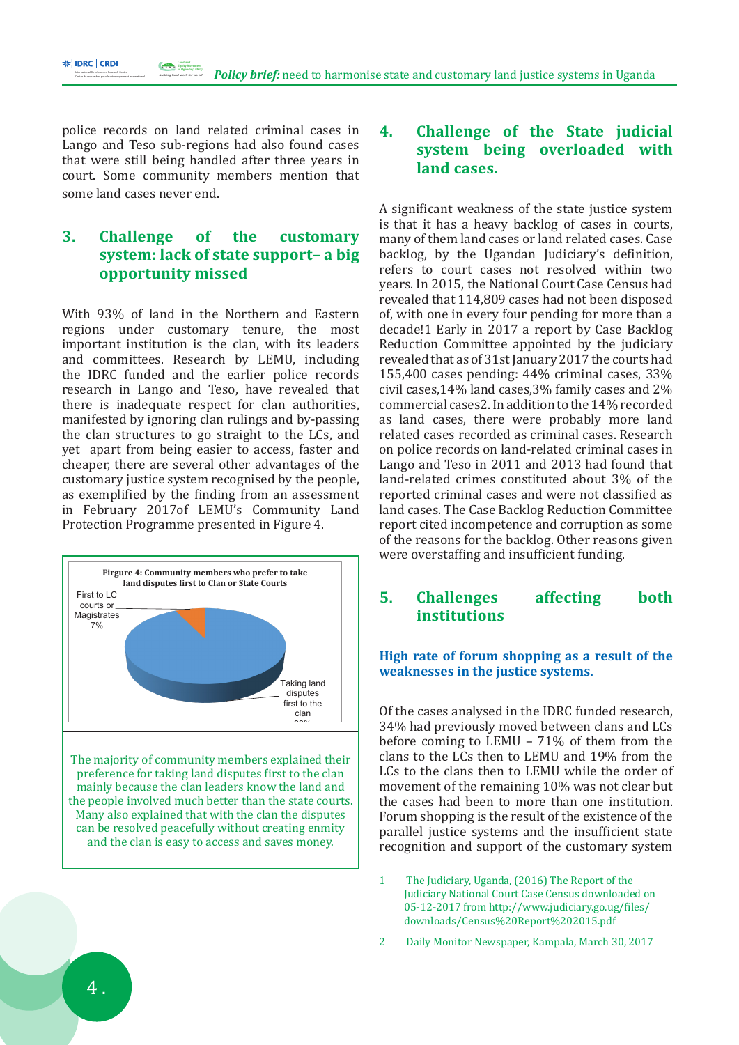police records on land related criminal cases in Lango and Teso sub-regions had also found cases that were still being handled after three years in court. Some community members mention that some land cases never end.

## 3. Challenge of the customary system: lack of state support– a big opportunity missed

With 93% of land in the Northern and Eastern regions under customary tenure, the most important institution is the clan, with its leaders and committees. Research by LEMU, including the IDRC funded and the earlier police records research in Lango and Teso, have revealed that there is inadequate respect for clan authorities, manifested by ignoring clan rulings and by-passing the clan structures to go straight to the LCs, and yet apart from being easier to access, faster and cheaper, there are several other advantages of the customary justice system recognised by the people, as exemplified by the finding from an assessment in February 2017of LEMU's Community Land Protection Programme presented in Figure 4.

**Figure 4: Community members who prefer to take land disputes first to Clan or State Courts**

First to LC courts or Magistrates 7%

Taking land disputes first to the clan 93%

The majority of community members explained their preference for taking land disputes first to the clan mainly because the clan leaders know the land and the people involved much better than the state courts. Many also explained that with the clan the disputes can be resolved peacefully without creating enmity and the clan is easy to access and saves money.

## 4. Challenge of the State judicial system being overloaded with land cases.

A significant weakness of the state justice system is that it has a heavy backlog of cases in courts, many of them land cases or land related cases. Case backlog, by the Ugandan Judiciary's definition, refers to court cases not resolved within two years. In 2015, the National Court Case Census had revealed that 114,809 cases had not been disposed of, with one in every four pending for more than a decade![1] Early in 2017 a report by Case Backlog Reduction Committee appointed by the judiciary revealed that as of 31st January 2017 the courts had 155,400 cases pending: 44% criminal cases, 33% civil cases,14% land cases,3% family cases and 2% commercial cases[2]. In addition to the 14% recorded as land cases, there were probably more land related cases recorded as criminal cases. Research on police records on land-related criminal cases in Lango and Teso in 2011 and 2013 had found that land-related crimes constituted about 3% of the reported criminal cases and were not classified as land cases. The Case Backlog Reduction Committee report cited incompetence and corruption as some of the reasons for the backlog. Other reasons given were overstaffing and insufficient funding.

## 5. Challenges affecting both institutions

### High rate of forum shopping as a result of the weaknesses in the justice systems.

Of the cases analysed in the IDRC funded research, 34% had previously moved between clans and LCs before coming to LEMU – 71% of them from the clans to the LCs then to LEMU and 19% from the LCs to the clans then to LEMU while the order of movement of the remaining 10% was not clear but the cases had been to more than one institution. Forum shopping is the result of the existence of the parallel justice systems and the insufficient state recognition and support of the customary system

---

1 The Judiciary, Uganda, (2016) The Report of the Judiciary National Court Case Census downloaded on 05-12-2017 from http://www.judiciary.go.ug/files/downloads/Census%20Report%202015.pdf

2 Daily Monitor Newspaper, Kampala, March 30, 2017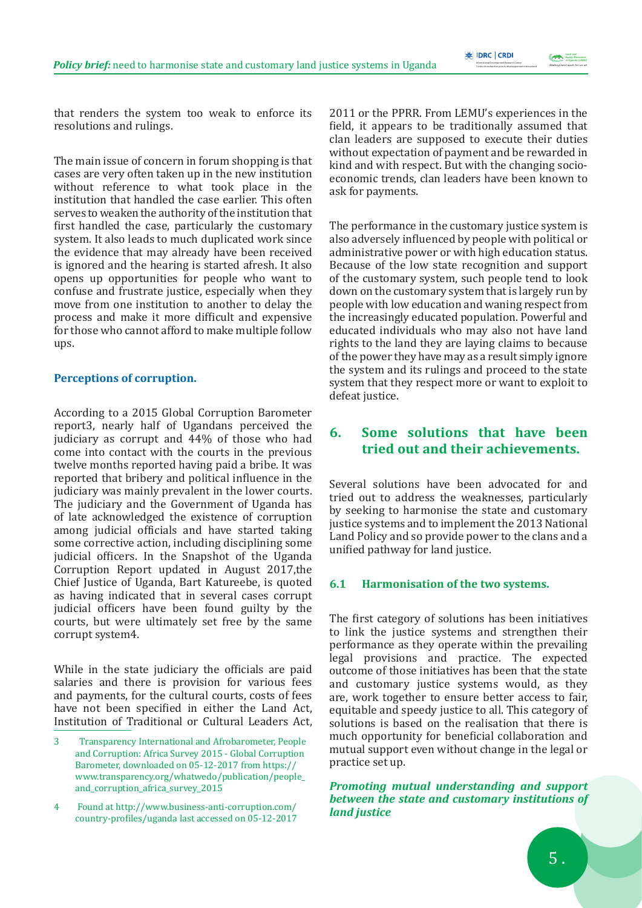that renders the system too weak to enforce its resolutions and rulings.

The main issue of concern in forum shopping is that cases are very often taken up in the new institution without reference to what took place in the institution that handled the case earlier. This often serves to weaken the authority of the institution that first handled the case, particularly the customary system. It also leads to much duplicated work since the evidence that may already have been received is ignored and the hearing is started afresh. It also opens up opportunities for people who want to confuse and frustrate justice, especially when they move from one institution to another to delay the process and make it more difficult and expensive for those who cannot afford to make multiple follow ups.

**Perceptions of corruption.**

According to a 2015 Global Corruption Barometer report[3], nearly half of Ugandans perceived the judiciary as corrupt and 44% of those who had come into contact with the courts in the previous twelve months reported having paid a bribe. It was reported that bribery and political influence in the judiciary was mainly prevalent in the lower courts. The judiciary and the Government of Uganda has of late acknowledged the existence of corruption among judicial officials and have started taking some corrective action, including disciplining some judicial officers. In the Snapshot of the Uganda Corruption Report updated in August 2017,the Chief Justice of Uganda, Bart Katureebe, is quoted as having indicated that in several cases corrupt judicial officers have been found guilty by the courts, but were ultimately set free by the same corrupt system[4].

While in the state judiciary the officials are paid salaries and there is provision for various fees and payments, for the cultural courts, costs of fees have not been specified in either the Land Act, Institution of Traditional or Cultural Leaders Act, 2011 or the PPRR. From LEMU's experiences in the field, it appears to be traditionally assumed that clan leaders are supposed to execute their duties without expectation of payment and be rewarded in kind and with respect. But with the changing socio-economic trends, clan leaders have been known to ask for payments.

The performance in the customary justice system is also adversely influenced by people with political or administrative power or with high education status. Because of the low state recognition and support of the customary system, such people tend to look down on the customary system that is largely run by people with low education and waning respect from the increasingly educated population. Powerful and educated individuals who may also not have land rights to the land they are laying claims to because of the power they have may as a result simply ignore the system and its rulings and proceed to the state system that they respect more or want to exploit to defeat justice.

## 6. Some solutions that have been tried out and their achievements.

Several solutions have been advocated for and tried out to address the weaknesses, particularly by seeking to harmonise the state and customary justice systems and to implement the 2013 National Land Policy and so provide power to the clans and a unified pathway for land justice.

### 6.1 Harmonisation of the two systems.

The first category of solutions has been initiatives to link the justice systems and strengthen their performance as they operate within the prevailing legal provisions and practice. The expected outcome of those initiatives has been that the state and customary justice systems would, as they are, work together to ensure better access to fair, equitable and speedy justice to all. This category of solutions is based on the realisation that there is much opportunity for beneficial collaboration and mutual support even without change in the legal or practice set up.

***Promoting mutual understanding and support between the state and customary institutions of land justice***

---

3 Transparency International and Afrobarometer, People and Corruption: Africa Survey 2015 - Global Corruption Barometer, downloaded on 05-12-2017 from https://www.transparency.org/whatwedo/publication/people_and_corruption_africa_survey_2015

4 Found at http://www.business-anti-corruption.com/country-profiles/uganda last accessed on 05-12-2017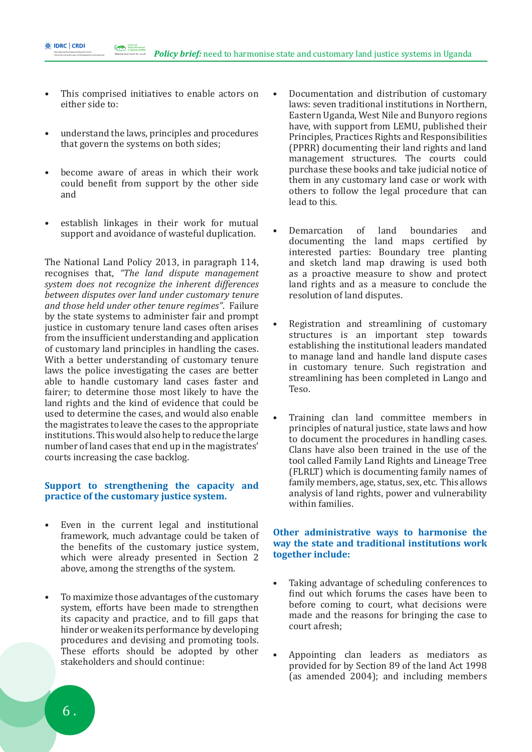- This comprised initiatives to enable actors on either side to:

- understand the laws, principles and procedures that govern the systems on both sides;

- become aware of areas in which their work could benefit from support by the other side and

- establish linkages in their work for mutual support and avoidance of wasteful duplication.

The National Land Policy 2013, in paragraph 114, recognises that, *"The land dispute management system does not recognize the inherent differences between disputes over land under customary tenure and those held under other tenure regimes".* Failure by the state systems to administer fair and prompt justice in customary tenure land cases often arises from the insufficient understanding and application of customary land principles in handling the cases. With a better understanding of customary tenure laws the police investigating the cases are better able to handle customary land cases faster and fairer; to determine those most likely to have the land rights and the kind of evidence that could be used to determine the cases, and would also enable the magistrates to leave the cases to the appropriate institutions. This would also help to reduce the large number of land cases that end up in the magistrates' courts increasing the case backlog.

### Support to strengthening the capacity and practice of the customary justice system.

- Even in the current legal and institutional framework, much advantage could be taken of the benefits of the customary justice system, which were already presented in Section 2 above, among the strengths of the system.

- To maximize those advantages of the customary system, efforts have been made to strengthen its capacity and practice, and to fill gaps that hinder or weaken its performance by developing procedures and devising and promoting tools. These efforts should be adopted by other stakeholders and should continue:

- Documentation and distribution of customary laws: seven traditional institutions in Northern, Eastern Uganda, West Nile and Bunyoro regions have, with support from LEMU, published their Principles, Practices Rights and Responsibilities (PPRR) documenting their land rights and land management structures. The courts could purchase these books and take judicial notice of them in any customary land case or work with others to follow the legal procedure that can lead to this.

- Demarcation of land boundaries and documenting the land maps certified by interested parties: Boundary tree planting and sketch land map drawing is used both as a proactive measure to show and protect land rights and as a measure to conclude the resolution of land disputes.

- Registration and streamlining of customary structures is an important step towards establishing the institutional leaders mandated to manage land and handle land dispute cases in customary tenure. Such registration and streamlining has been completed in Lango and Teso.

- Training clan land committee members in principles of natural justice, state laws and how to document the procedures in handling cases. Clans have also been trained in the use of the tool called Family Land Rights and Lineage Tree (FLRLT) which is documenting family names of family members, age, status, sex, etc. This allows analysis of land rights, power and vulnerability within families.

### Other administrative ways to harmonise the way the state and traditional institutions work together include:

- Taking advantage of scheduling conferences to find out which forums the cases have been to before coming to court, what decisions were made and the reasons for bringing the case to court afresh;

- Appointing clan leaders as mediators as provided for by Section 89 of the land Act 1998 (as amended 2004); and including members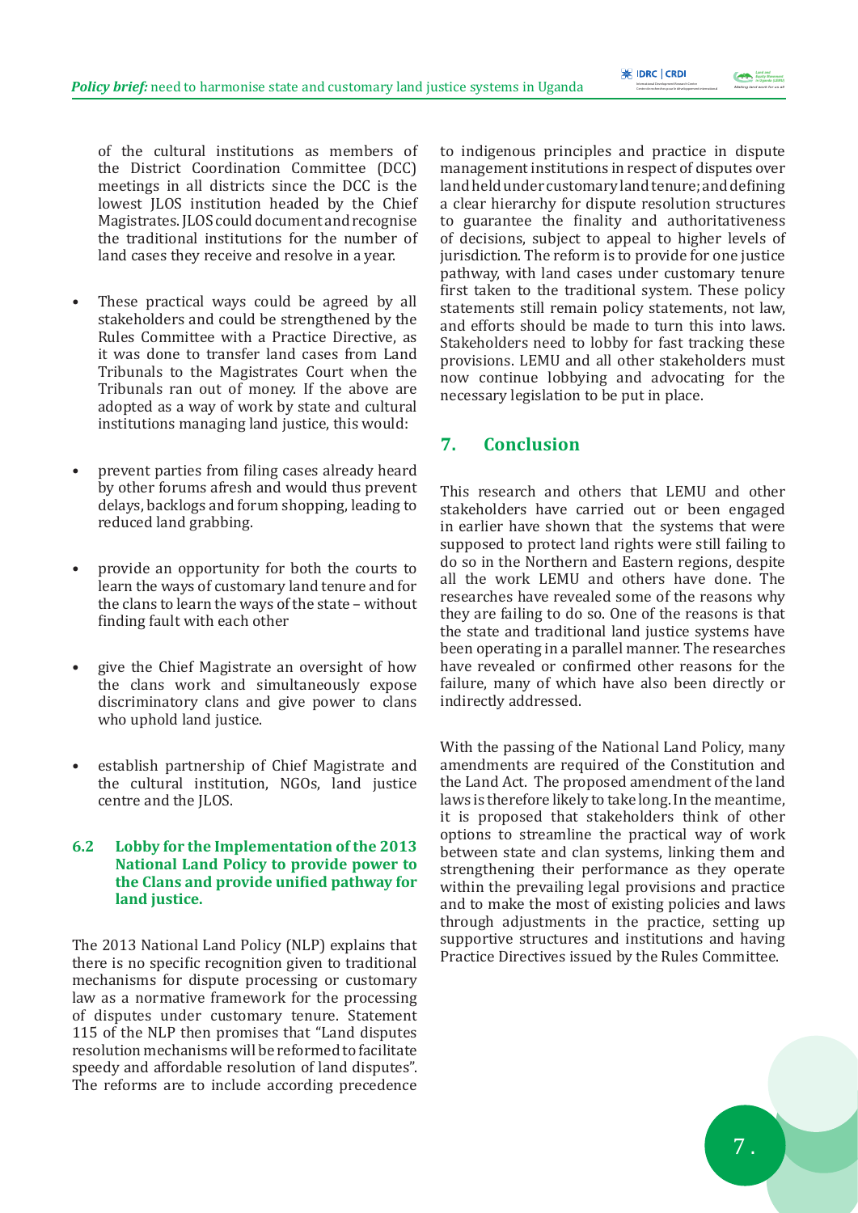of the cultural institutions as members of the District Coordination Committee (DCC) meetings in all districts since the DCC is the lowest JLOS institution headed by the Chief Magistrates. JLOS could document and recognise the traditional institutions for the number of land cases they receive and resolve in a year.

- These practical ways could be agreed by all stakeholders and could be strengthened by the Rules Committee with a Practice Directive, as it was done to transfer land cases from Land Tribunals to the Magistrates Court when the Tribunals ran out of money. If the above are adopted as a way of work by state and cultural institutions managing land justice, this would:

- prevent parties from filing cases already heard by other forums afresh and would thus prevent delays, backlogs and forum shopping, leading to reduced land grabbing.

- provide an opportunity for both the courts to learn the ways of customary land tenure and for the clans to learn the ways of the state – without finding fault with each other

- give the Chief Magistrate an oversight of how the clans work and simultaneously expose discriminatory clans and give power to clans who uphold land justice.

- establish partnership of Chief Magistrate and the cultural institution, NGOs, land justice centre and the JLOS.

### 6.2 Lobby for the Implementation of the 2013 National Land Policy to provide power to the Clans and provide unified pathway for land justice.

The 2013 National Land Policy (NLP) explains that there is no specific recognition given to traditional mechanisms for dispute processing or customary law as a normative framework for the processing of disputes under customary tenure. Statement 115 of the NLP then promises that "Land disputes resolution mechanisms will be reformed to facilitate speedy and affordable resolution of land disputes". The reforms are to include according precedence to indigenous principles and practice in dispute management institutions in respect of disputes over land held under customary land tenure; and defining a clear hierarchy for dispute resolution structures to guarantee the finality and authoritativeness of decisions, subject to appeal to higher levels of jurisdiction. The reform is to provide for one justice pathway, with land cases under customary tenure first taken to the traditional system. These policy statements still remain policy statements, not law, and efforts should be made to turn this into laws. Stakeholders need to lobby for fast tracking these provisions. LEMU and all other stakeholders must now continue lobbying and advocating for the necessary legislation to be put in place.

## 7. Conclusion

This research and others that LEMU and other stakeholders have carried out or been engaged in earlier have shown that the systems that were supposed to protect land rights were still failing to do so in the Northern and Eastern regions, despite all the work LEMU and others have done. The researches have revealed some of the reasons why they are failing to do so. One of the reasons is that the state and traditional land justice systems have been operating in a parallel manner. The researches have revealed or confirmed other reasons for the failure, many of which have also been directly or indirectly addressed.

With the passing of the National Land Policy, many amendments are required of the Constitution and the Land Act. The proposed amendment of the land laws is therefore likely to take long. In the meantime, it is proposed that stakeholders think of other options to streamline the practical way of work between state and clan systems, linking them and strengthening their performance as they operate within the prevailing legal provisions and practice and to make the most of existing policies and laws through adjustments in the practice, setting up supportive structures and institutions and having Practice Directives issued by the Rules Committee.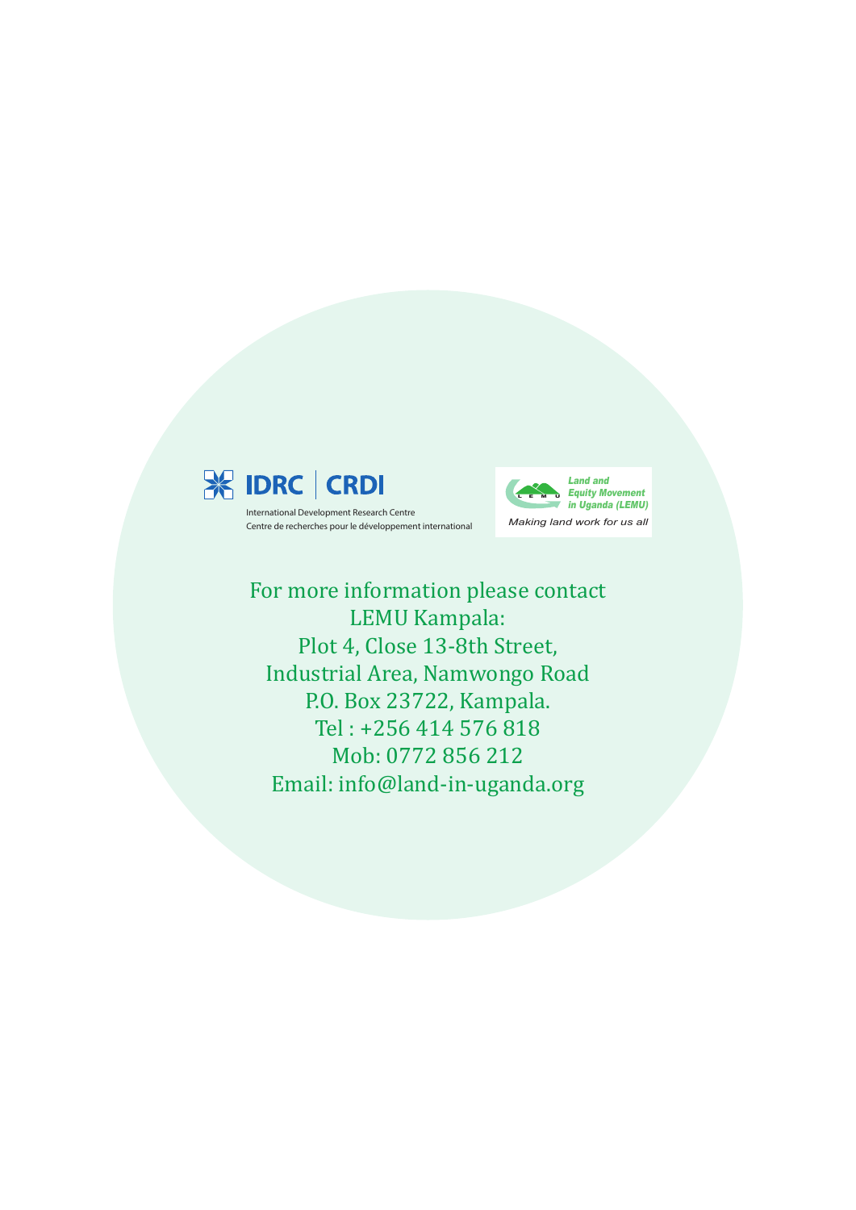IDRC | CRDI

International Development Research Centre
Centre de recherches pour le développement international

Land and Equity Movement in Uganda (LEMU)
Making land work for us all

For more information please contact
LEMU Kampala:
Plot 4, Close 13-8th Street,
Industrial Area, Namwongo Road
P.O. Box 23722, Kampala.
Tel : +256 414 576 818
Mob: 0772 856 212
Email: info@land-in-uganda.org